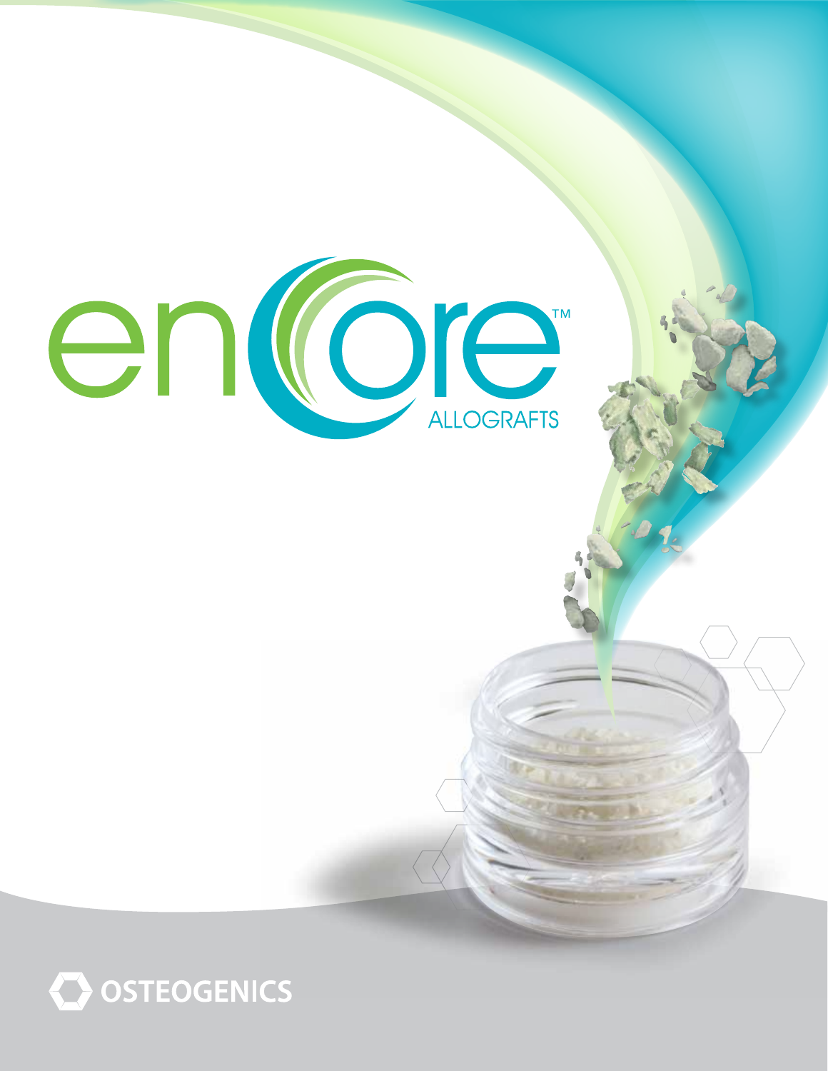# encore™

ALLOGRAFTS

OSTEOGENICS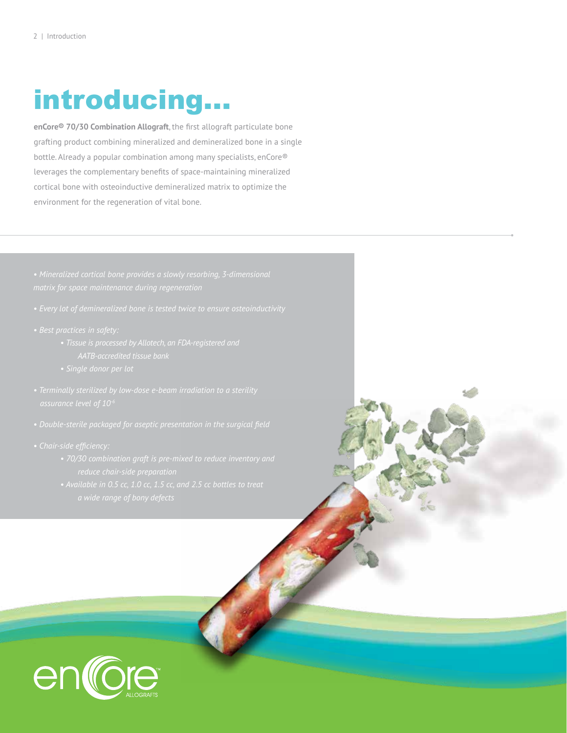# introducing...

**enCore© 70/30 Combination Allograft**, the first allograft particulate bone grafting product combining mineralized and demineralized bone in a single bottle. Already a popular combination among many specialists, enCore® leverages the complementary benefits of space-maintaining mineralized cortical bone with osteoinductive demineralized matrix to optimize the environment for the regeneration of vital bone.

- *Mineralized cortical bone provides a slowly resorbing, 3-dimensional matrix for space maintenance during regeneration*
- *Every lot of demineralized bone is tested twice to ensure osteoinductivity*
- *Best practices in safety:*
  - *Tissue is processed by Allotech, an FDA-registered and AATB-accredited tissue bank*
  - *Single donor per lot*
- *Terminally sterilized by low-dose e-beam irradiation to a sterility assurance level of $10^{-6}$*
- *Double-sterile packaged for aseptic presentation in the surgical field*
- *Chair-side efficiency:*
  - *70/30 combination graft is pre-mixed to reduce inventory and reduce chair-side preparation*
  - *Available in 0.5 cc, 1.0 cc, 1.5 cc, and 2.5 cc bottles to treat a wide range of bony defects*

enCore™ ALLOGRAFTS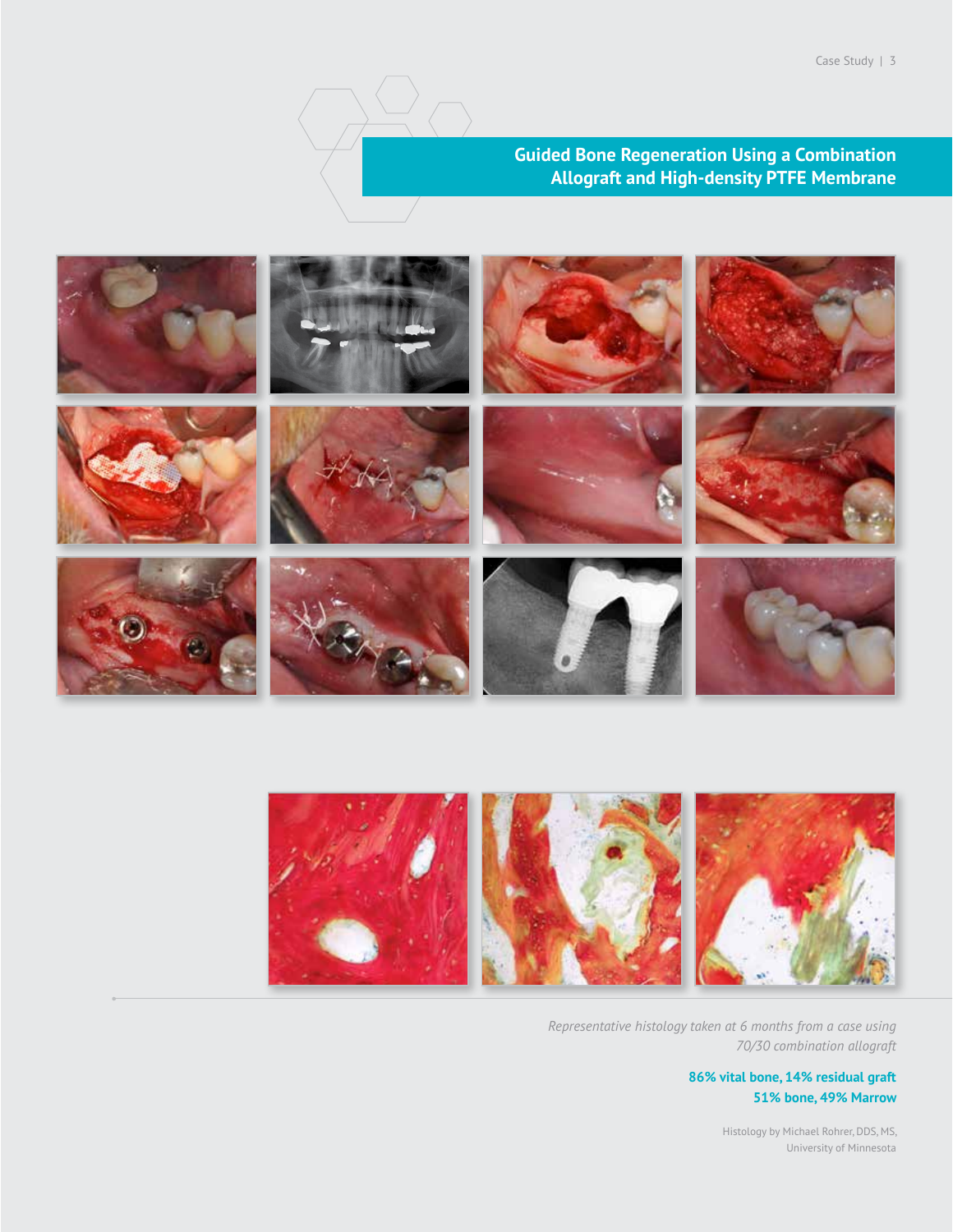## Guided Bone Regeneration Using a Combination Allograft and High-density PTFE Membrane

*Representative histology taken at 6 months from a case using 70/30 combination allograft*

**86% vital bone, 14% residual graft**
**51% bone, 49% Marrow**

Histology by Michael Rohrer, DDS, MS, University of Minnesota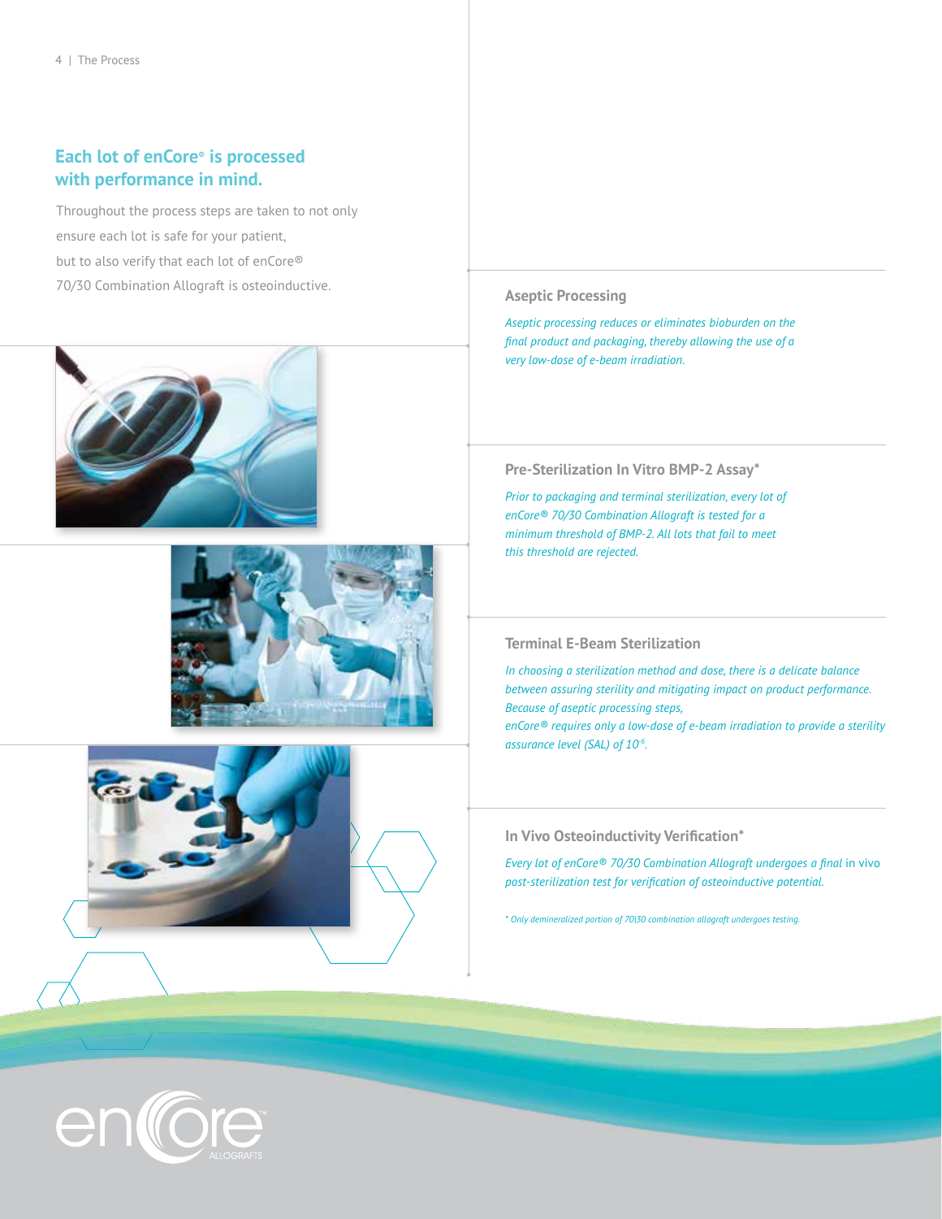## Each lot of enCore® is processed with performance in mind.

Throughout the process steps are taken to not only ensure each lot is safe for your patient, but to also verify that each lot of enCore® 70/30 Combination Allograft is osteoinductive.

### Aseptic Processing

*Aseptic processing reduces or eliminates bioburden on the final product and packaging, thereby allowing the use of a very low-dose of e-beam irradiation.*

### Pre-Sterilization In Vitro BMP-2 Assay*

*Prior to packaging and terminal sterilization, every lot of enCore® 70/30 Combination Allograft is tested for a minimum threshold of BMP-2. All lots that fail to meet this threshold are rejected.*

### Terminal E-Beam Sterilization

*In choosing a sterilization method and dose, there is a delicate balance between assuring sterility and mitigating impact on product performance. Because of aseptic processing steps, enCore® requires only a low-dose of e-beam irradiation to provide a sterility assurance level (SAL) of $10^{-6}$.*

### In Vivo Osteoinductivity Verification*

*Every lot of enCore® 70/30 Combination Allograft undergoes a final* in vivo *post-sterilization test for verification of osteoinductive potential.*

*\* Only demineralized portion of 70|30 combination allograft undergoes testing.*

enCore™ ALLOGRAFTS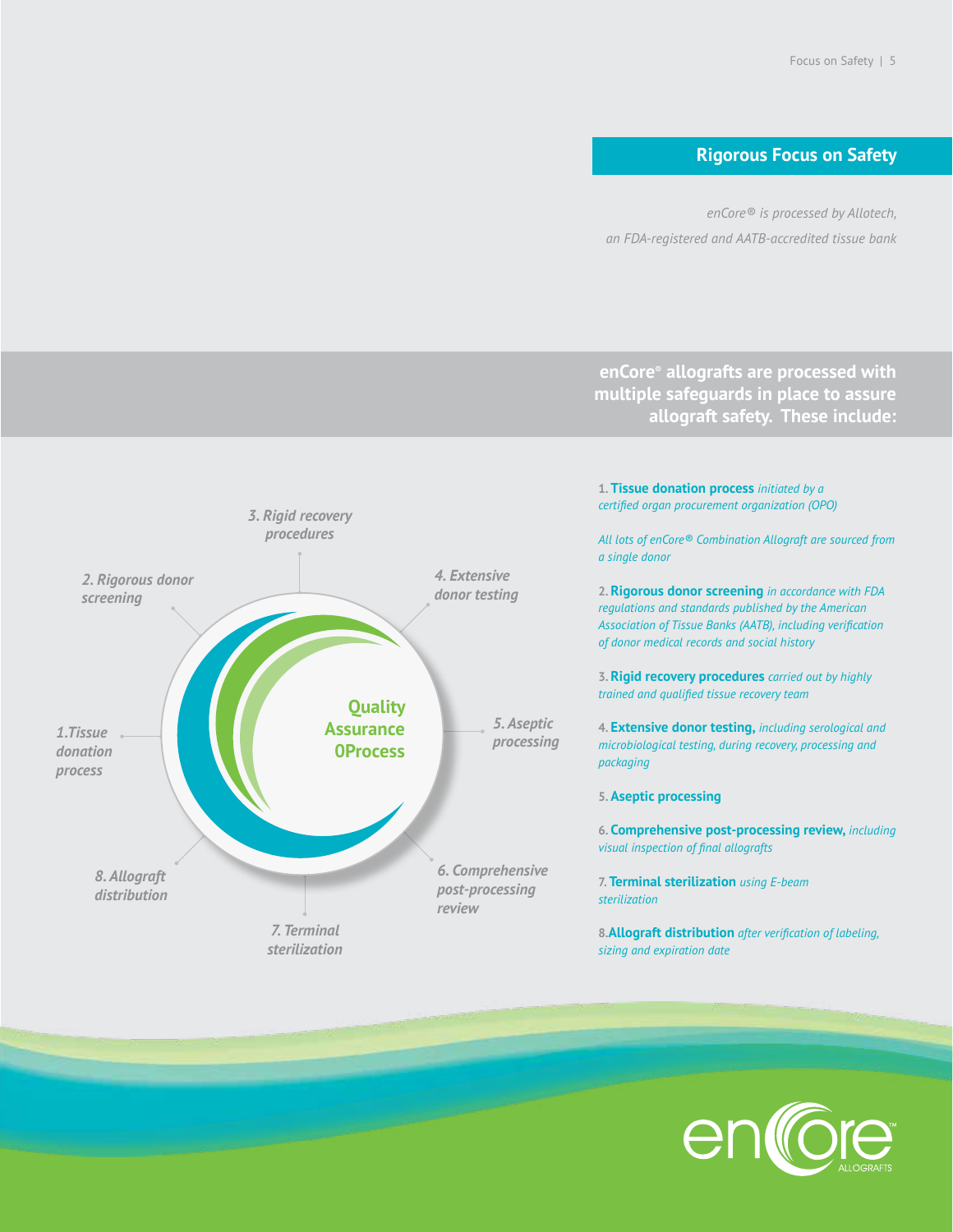## Rigorous Focus on Safety

*enCore® is processed by Allotech, an FDA-registered and AATB-accredited tissue bank*

**enCore® allografts are processed with multiple safeguards in place to assure allograft safety. These include:**

**Quality Assurance 0Process**

- *1.Tissue donation process*
- *2. Rigorous donor screening*
- *3. Rigid recovery procedures*
- *4. Extensive donor testing*
- *5. Aseptic processing*
- *6. Comprehensive post-processing review*
- *7. Terminal sterilization*
- *8. Allograft distribution*

1. **Tissue donation process** *initiated by a certified organ procurement organization (OPO)*

   *All lots of enCore® Combination Allograft are sourced from a single donor*

2. **Rigorous donor screening** *in accordance with FDA regulations and standards published by the American Association of Tissue Banks (AATB), including verification of donor medical records and social history*

3. **Rigid recovery procedures** *carried out by highly trained and qualified tissue recovery team*

4. **Extensive donor testing,** *including serological and microbiological testing, during recovery, processing and packaging*

5. **Aseptic processing**

6. **Comprehensive post-processing review,** *including visual inspection of final allografts*

7. **Terminal sterilization** *using E-beam sterilization*

8. **Allograft distribution** *after verification of labeling, sizing and expiration date*

enCore™ ALLOGRAFTS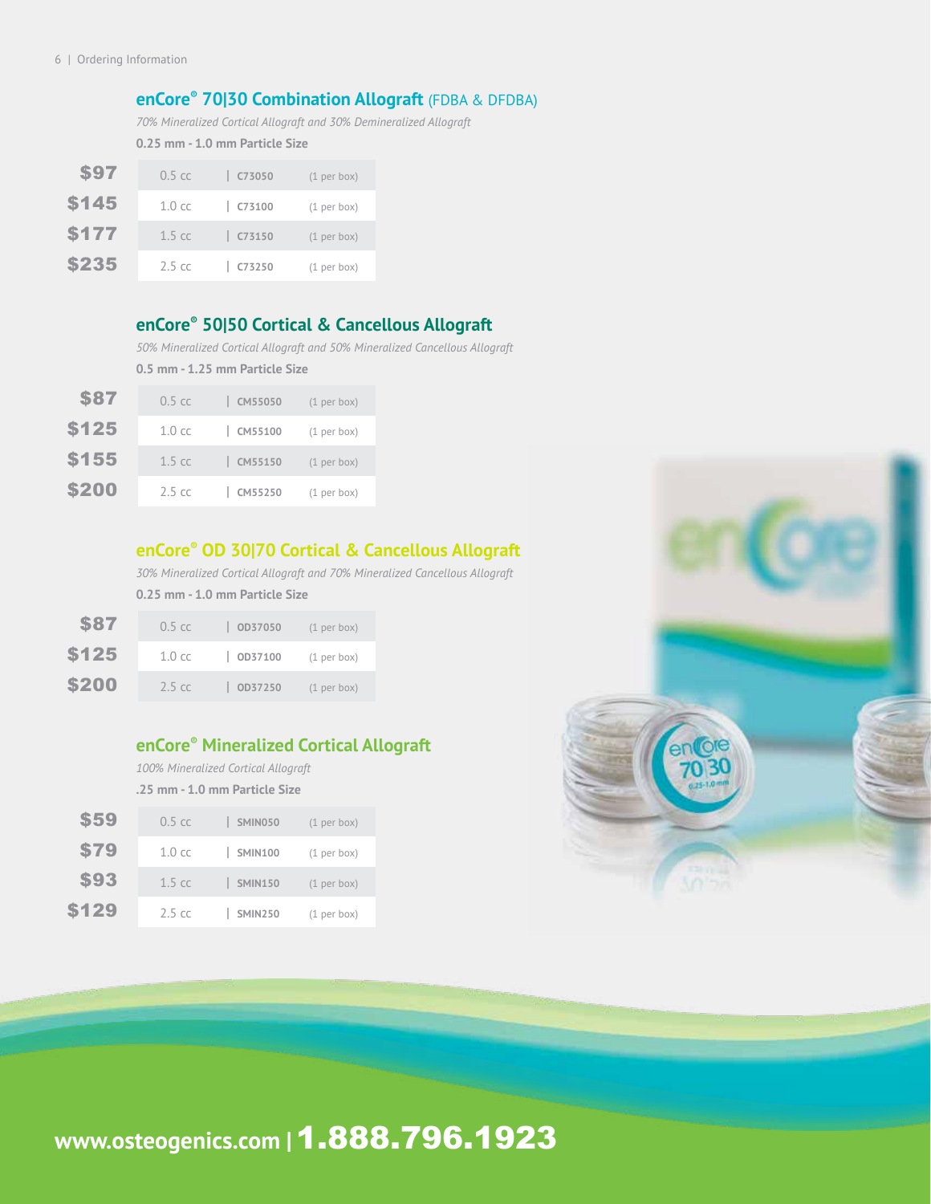## enCore® 70|30 Combination Allograft (FDBA & DFDBA)

*70% Mineralized Cortical Allograft and 30% Demineralized Allograft*

**0.25 mm - 1.0 mm Particle Size**

| Price | Size | Item # | Quantity |
|---|---|---|---|
| $97 | 0.5 cc | C73050 | (1 per box) |
| $145 | 1.0 cc | C73100 | (1 per box) |
| $177 | 1.5 cc | C73150 | (1 per box) |
| $235 | 2.5 cc | C73250 | (1 per box) |

## enCore® 50|50 Cortical & Cancellous Allograft

*50% Mineralized Cortical Allograft and 50% Mineralized Cancellous Allograft*

**0.5 mm - 1.25 mm Particle Size**

| Price | Size | Item # | Quantity |
|---|---|---|---|
| $87 | 0.5 cc | CM55050 | (1 per box) |
| $125 | 1.0 cc | CM55100 | (1 per box) |
| $155 | 1.5 cc | CM55150 | (1 per box) |
| $200 | 2.5 cc | CM55250 | (1 per box) |

## enCore® OD 30|70 Cortical & Cancellous Allograft

*30% Mineralized Cortical Allograft and 70% Mineralized Cancellous Allograft*

**0.25 mm - 1.0 mm Particle Size**

| Price | Size | Item # | Quantity |
|---|---|---|---|
| $87 | 0.5 cc | OD37050 | (1 per box) |
| $125 | 1.0 cc | OD37100 | (1 per box) |
| $200 | 2.5 cc | OD37250 | (1 per box) |

## enCore® Mineralized Cortical Allograft

*100% Mineralized Cortical Allograft*

**.25 mm - 1.0 mm Particle Size**

| Price | Size | Item # | Quantity |
|---|---|---|---|
| $59 | 0.5 cc | SMIN050 | (1 per box) |
| $79 | 1.0 cc | SMIN100 | (1 per box) |
| $93 | 1.5 cc | SMIN150 | (1 per box) |
| $129 | 2.5 cc | SMIN250 | (1 per box) |

**www.osteogenics.com | 1.888.796.1923**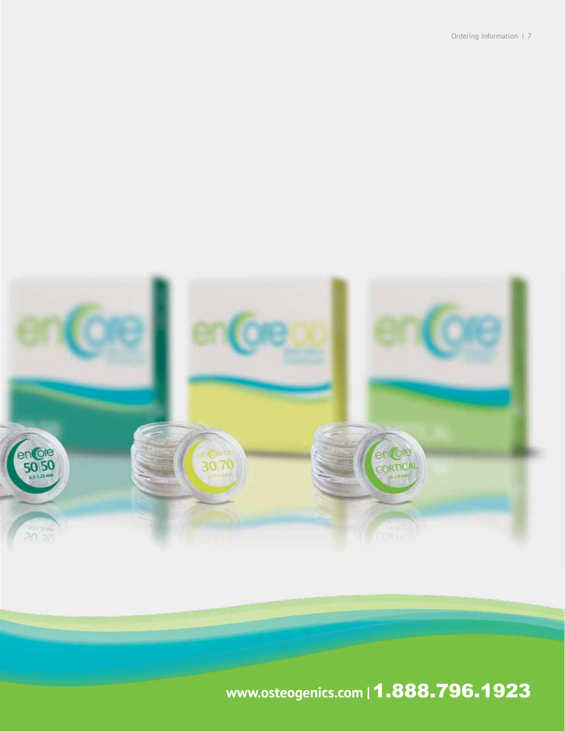www.osteogenics.com | 1.888.796.1923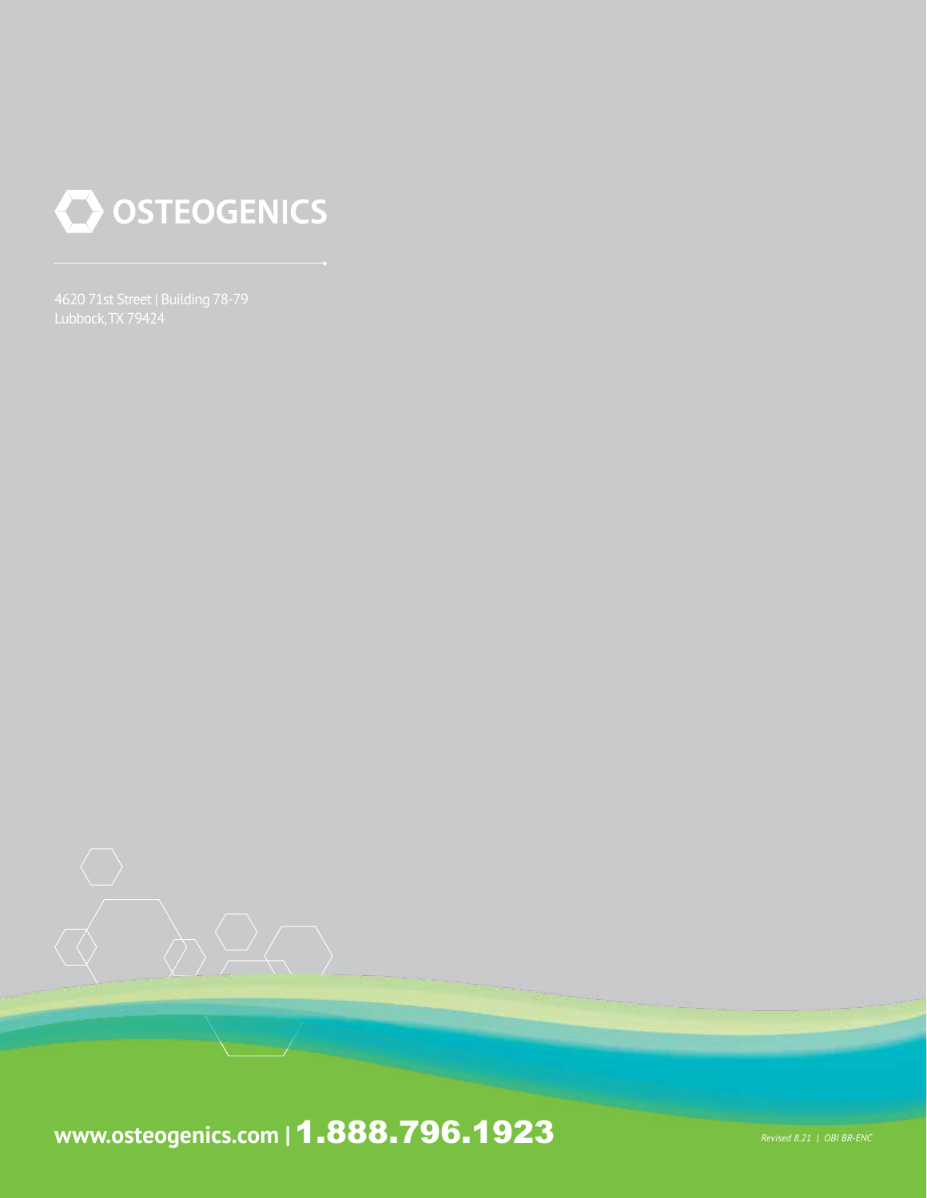# OSTEOGENICS

4620 71st Street | Building 78-79
Lubbock, TX 79424

**www.osteogenics.com | 1.888.796.1923**

*Revised 8.21 | OBI BR-ENC*